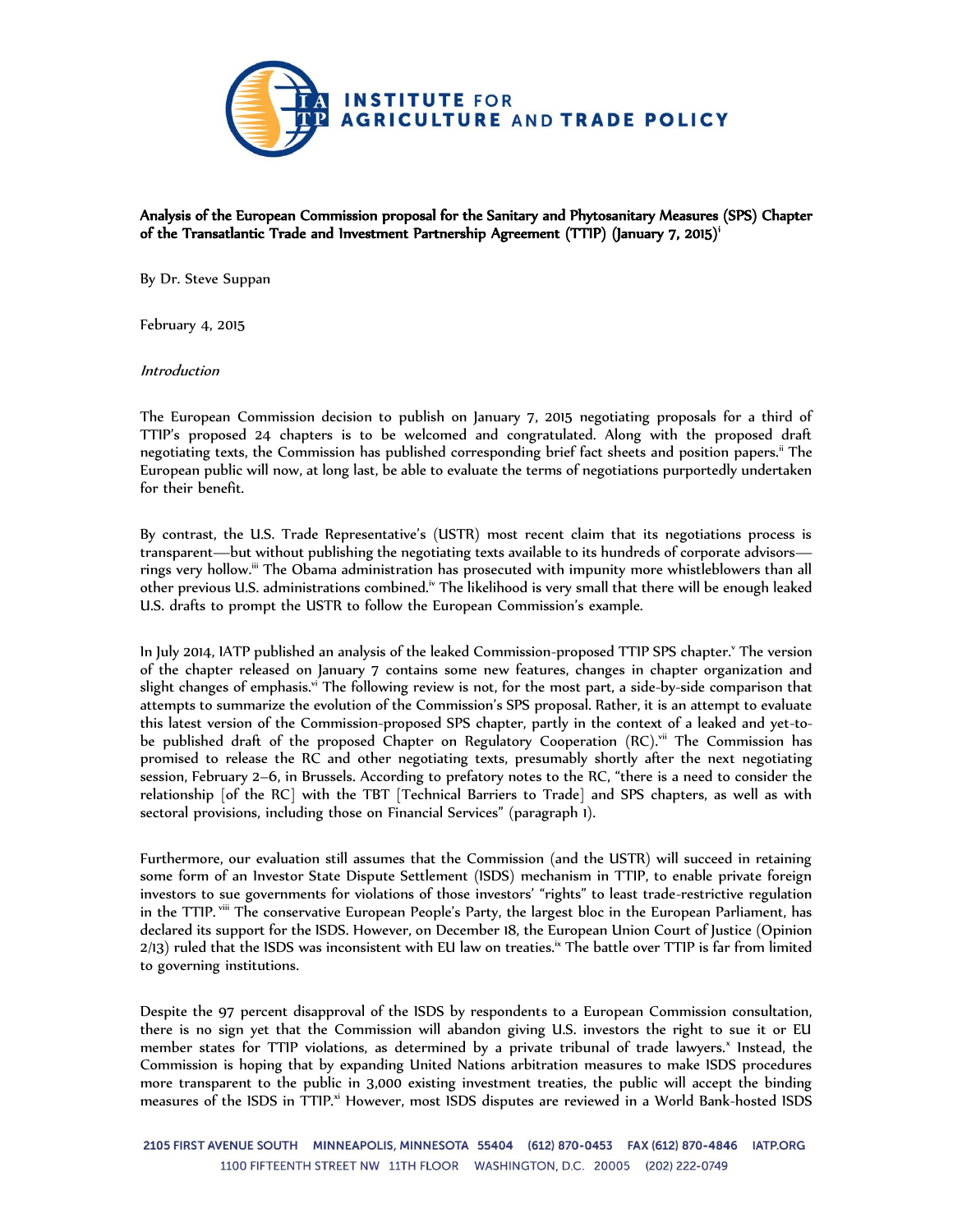**Analysis of the European Commission proposal for the Sanitary and Phytosanitary Measures (SPS) Chapter of the Transatlantic Trade and Investment Partnership Agreement (TTIP) (January 7, 2015)**[i]

By Dr. Steve Suppan

February 4, 2015

*Introduction*

The European Commission decision to publish on January 7, 2015 negotiating proposals for a third of TTIP's proposed 24 chapters is to be welcomed and congratulated. Along with the proposed draft negotiating texts, the Commission has published corresponding brief fact sheets and position papers.[ii] The European public will now, at long last, be able to evaluate the terms of negotiations purportedly undertaken for their benefit.

By contrast, the U.S. Trade Representative's (USTR) most recent claim that its negotiations process is transparent—but without publishing the negotiating texts available to its hundreds of corporate advisors—rings very hollow.[iii] The Obama administration has prosecuted with impunity more whistleblowers than all other previous U.S. administrations combined.[iv] The likelihood is very small that there will be enough leaked U.S. drafts to prompt the USTR to follow the European Commission's example.

In July 2014, IATP published an analysis of the leaked Commission-proposed TTIP SPS chapter.[v] The version of the chapter released on January 7 contains some new features, changes in chapter organization and slight changes of emphasis.[vi] The following review is not, for the most part, a side-by-side comparison that attempts to summarize the evolution of the Commission's SPS proposal. Rather, it is an attempt to evaluate this latest version of the Commission-proposed SPS chapter, partly in the context of a leaked and yet-to-be published draft of the proposed Chapter on Regulatory Cooperation (RC).[vii] The Commission has promised to release the RC and other negotiating texts, presumably shortly after the next negotiating session, February 2–6, in Brussels. According to prefatory notes to the RC, "there is a need to consider the relationship [of the RC] with the TBT [Technical Barriers to Trade] and SPS chapters, as well as with sectoral provisions, including those on Financial Services" (paragraph 1).

Furthermore, our evaluation still assumes that the Commission (and the USTR) will succeed in retaining some form of an Investor State Dispute Settlement (ISDS) mechanism in TTIP, to enable private foreign investors to sue governments for violations of those investors' "rights" to least trade-restrictive regulation in the TTIP.[viii] The conservative European People's Party, the largest bloc in the European Parliament, has declared its support for the ISDS. However, on December 18, the European Union Court of Justice (Opinion 2/13) ruled that the ISDS was inconsistent with EU law on treaties.[ix] The battle over TTIP is far from limited to governing institutions.

Despite the 97 percent disapproval of the ISDS by respondents to a European Commission consultation, there is no sign yet that the Commission will abandon giving U.S. investors the right to sue it or EU member states for TTIP violations, as determined by a private tribunal of trade lawyers.[x] Instead, the Commission is hoping that by expanding United Nations arbitration measures to make ISDS procedures more transparent to the public in 3,000 existing investment treaties, the public will accept the binding measures of the ISDS in TTIP.[xi] However, most ISDS disputes are reviewed in a World Bank-hosted ISDS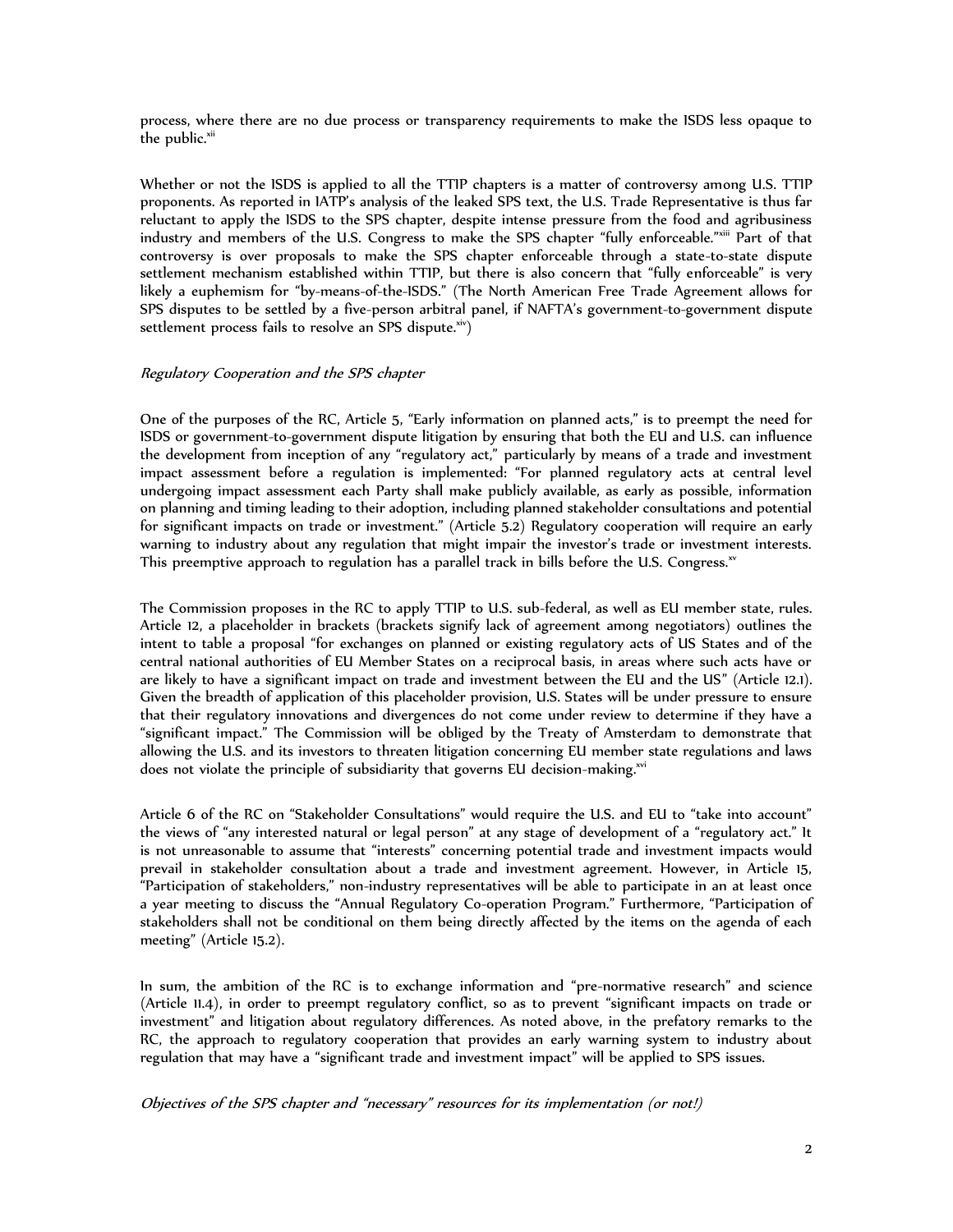process, where there are no due process or transparency requirements to make the ISDS less opaque to the public.[xii]

Whether or not the ISDS is applied to all the TTIP chapters is a matter of controversy among U.S. TTIP proponents. As reported in IATP's analysis of the leaked SPS text, the U.S. Trade Representative is thus far reluctant to apply the ISDS to the SPS chapter, despite intense pressure from the food and agribusiness industry and members of the U.S. Congress to make the SPS chapter "fully enforceable."[xiii] Part of that controversy is over proposals to make the SPS chapter enforceable through a state-to-state dispute settlement mechanism established within TTIP, but there is also concern that "fully enforceable" is very likely a euphemism for "by-means-of-the-ISDS." (The North American Free Trade Agreement allows for SPS disputes to be settled by a five-person arbitral panel, if NAFTA's government-to-government dispute settlement process fails to resolve an SPS dispute.[xiv])

*Regulatory Cooperation and the SPS chapter*

One of the purposes of the RC, Article 5, "Early information on planned acts," is to preempt the need for ISDS or government-to-government dispute litigation by ensuring that both the EU and U.S. can influence the development from inception of any "regulatory act," particularly by means of a trade and investment impact assessment before a regulation is implemented: "For planned regulatory acts at central level undergoing impact assessment each Party shall make publicly available, as early as possible, information on planning and timing leading to their adoption, including planned stakeholder consultations and potential for significant impacts on trade or investment." (Article 5.2) Regulatory cooperation will require an early warning to industry about any regulation that might impair the investor's trade or investment interests. This preemptive approach to regulation has a parallel track in bills before the U.S. Congress.[xv]

The Commission proposes in the RC to apply TTIP to U.S. sub-federal, as well as EU member state, rules. Article 12, a placeholder in brackets (brackets signify lack of agreement among negotiators) outlines the intent to table a proposal "for exchanges on planned or existing regulatory acts of US States and of the central national authorities of EU Member States on a reciprocal basis, in areas where such acts have or are likely to have a significant impact on trade and investment between the EU and the US" (Article 12.1). Given the breadth of application of this placeholder provision, U.S. States will be under pressure to ensure that their regulatory innovations and divergences do not come under review to determine if they have a "significant impact." The Commission will be obliged by the Treaty of Amsterdam to demonstrate that allowing the U.S. and its investors to threaten litigation concerning EU member state regulations and laws does not violate the principle of subsidiarity that governs EU decision-making.[xvi]

Article 6 of the RC on "Stakeholder Consultations" would require the U.S. and EU to "take into account" the views of "any interested natural or legal person" at any stage of development of a "regulatory act." It is not unreasonable to assume that "interests" concerning potential trade and investment impacts would prevail in stakeholder consultation about a trade and investment agreement. However, in Article 15, "Participation of stakeholders," non-industry representatives will be able to participate in an at least once a year meeting to discuss the "Annual Regulatory Co-operation Program." Furthermore, "Participation of stakeholders shall not be conditional on them being directly affected by the items on the agenda of each meeting" (Article 15.2).

In sum, the ambition of the RC is to exchange information and "pre-normative research" and science (Article 11.4), in order to preempt regulatory conflict, so as to prevent "significant impacts on trade or investment" and litigation about regulatory differences. As noted above, in the prefatory remarks to the RC, the approach to regulatory cooperation that provides an early warning system to industry about regulation that may have a "significant trade and investment impact" will be applied to SPS issues.

*Objectives of the SPS chapter and "necessary" resources for its implementation (or not!)*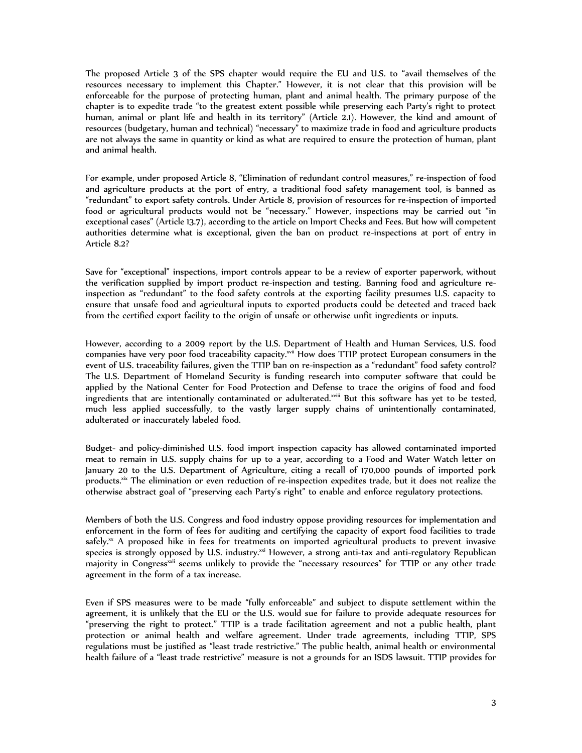The proposed Article 3 of the SPS chapter would require the EU and U.S. to "avail themselves of the resources necessary to implement this Chapter." However, it is not clear that this provision will be enforceable for the purpose of protecting human, plant and animal health. The primary purpose of the chapter is to expedite trade "to the greatest extent possible while preserving each Party's right to protect human, animal or plant life and health in its territory" (Article 2.1). However, the kind and amount of resources (budgetary, human and technical) "necessary" to maximize trade in food and agriculture products are not always the same in quantity or kind as what are required to ensure the protection of human, plant and animal health.

For example, under proposed Article 8, "Elimination of redundant control measures," re-inspection of food and agriculture products at the port of entry, a traditional food safety management tool, is banned as "redundant" to export safety controls. Under Article 8, provision of resources for re-inspection of imported food or agricultural products would not be "necessary." However, inspections may be carried out "in exceptional cases" (Article 13.7), according to the article on Import Checks and Fees. But how will competent authorities determine what is exceptional, given the ban on product re-inspections at port of entry in Article 8.2?

Save for "exceptional" inspections, import controls appear to be a review of exporter paperwork, without the verification supplied by import product re-inspection and testing. Banning food and agriculture re-inspection as "redundant" to the food safety controls at the exporting facility presumes U.S. capacity to ensure that unsafe food and agricultural inputs to exported products could be detected and traced back from the certified export facility to the origin of unsafe or otherwise unfit ingredients or inputs.

However, according to a 2009 report by the U.S. Department of Health and Human Services, U.S. food companies have very poor food traceability capacity.[xvii] How does TTIP protect European consumers in the event of U.S. traceability failures, given the TTIP ban on re-inspection as a "redundant" food safety control? The U.S. Department of Homeland Security is funding research into computer software that could be applied by the National Center for Food Protection and Defense to trace the origins of food and food ingredients that are intentionally contaminated or adulterated.[xviii] But this software has yet to be tested, much less applied successfully, to the vastly larger supply chains of unintentionally contaminated, adulterated or inaccurately labeled food.

Budget- and policy-diminished U.S. food import inspection capacity has allowed contaminated imported meat to remain in U.S. supply chains for up to a year, according to a Food and Water Watch letter on January 20 to the U.S. Department of Agriculture, citing a recall of 170,000 pounds of imported pork products.[xix] The elimination or even reduction of re-inspection expedites trade, but it does not realize the otherwise abstract goal of "preserving each Party's right" to enable and enforce regulatory protections.

Members of both the U.S. Congress and food industry oppose providing resources for implementation and enforcement in the form of fees for auditing and certifying the capacity of export food facilities to trade safely.[xx] A proposed hike in fees for treatments on imported agricultural products to prevent invasive species is strongly opposed by U.S. industry.[xxi] However, a strong anti-tax and anti-regulatory Republican majority in Congress[xxii] seems unlikely to provide the "necessary resources" for TTIP or any other trade agreement in the form of a tax increase.

Even if SPS measures were to be made "fully enforceable" and subject to dispute settlement within the agreement, it is unlikely that the EU or the U.S. would sue for failure to provide adequate resources for "preserving the right to protect." TTIP is a trade facilitation agreement and not a public health, plant protection or animal health and welfare agreement. Under trade agreements, including TTIP, SPS regulations must be justified as "least trade restrictive." The public health, animal health or environmental health failure of a "least trade restrictive" measure is not a grounds for an ISDS lawsuit. TTIP provides for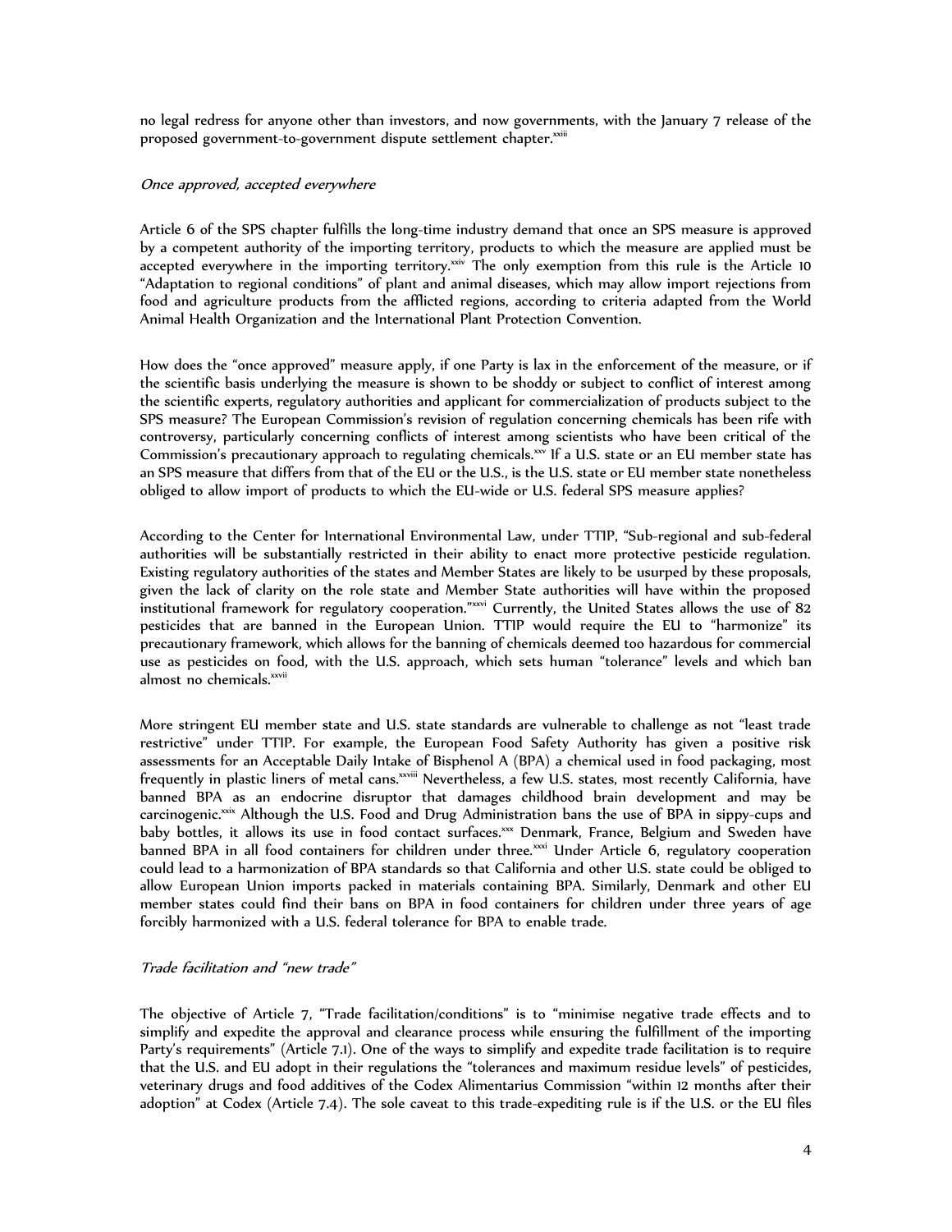no legal redress for anyone other than investors, and now governments, with the January 7 release of the proposed government-to-government dispute settlement chapter.[xxiii]

*Once approved, accepted everywhere*

Article 6 of the SPS chapter fulfills the long-time industry demand that once an SPS measure is approved by a competent authority of the importing territory, products to which the measure are applied must be accepted everywhere in the importing territory.[xxiv] The only exemption from this rule is the Article 10 "Adaptation to regional conditions" of plant and animal diseases, which may allow import rejections from food and agriculture products from the afflicted regions, according to criteria adapted from the World Animal Health Organization and the International Plant Protection Convention.

How does the "once approved" measure apply, if one Party is lax in the enforcement of the measure, or if the scientific basis underlying the measure is shown to be shoddy or subject to conflict of interest among the scientific experts, regulatory authorities and applicant for commercialization of products subject to the SPS measure? The European Commission's revision of regulation concerning chemicals has been rife with controversy, particularly concerning conflicts of interest among scientists who have been critical of the Commission's precautionary approach to regulating chemicals.[xxv] If a U.S. state or an EU member state has an SPS measure that differs from that of the EU or the U.S., is the U.S. state or EU member state nonetheless obliged to allow import of products to which the EU-wide or U.S. federal SPS measure applies?

According to the Center for International Environmental Law, under TTIP, "Sub-regional and sub-federal authorities will be substantially restricted in their ability to enact more protective pesticide regulation. Existing regulatory authorities of the states and Member States are likely to be usurped by these proposals, given the lack of clarity on the role state and Member State authorities will have within the proposed institutional framework for regulatory cooperation."[xxvi] Currently, the United States allows the use of 82 pesticides that are banned in the European Union. TTIP would require the EU to "harmonize" its precautionary framework, which allows for the banning of chemicals deemed too hazardous for commercial use as pesticides on food, with the U.S. approach, which sets human "tolerance" levels and which ban almost no chemicals.[xxvii]

More stringent EU member state and U.S. state standards are vulnerable to challenge as not "least trade restrictive" under TTIP. For example, the European Food Safety Authority has given a positive risk assessments for an Acceptable Daily Intake of Bisphenol A (BPA) a chemical used in food packaging, most frequently in plastic liners of metal cans.[xxviii] Nevertheless, a few U.S. states, most recently California, have banned BPA as an endocrine disrupter that damages childhood brain development and may be carcinogenic.[xxix] Although the U.S. Food and Drug Administration bans the use of BPA in sippy-cups and baby bottles, it allows its use in food contact surfaces.[xxx] Denmark, France, Belgium and Sweden have banned BPA in all food containers for children under three.[xxxi] Under Article 6, regulatory cooperation could lead to a harmonization of BPA standards so that California and other U.S. state could be obliged to allow European Union imports packed in materials containing BPA. Similarly, Denmark and other EU member states could find their bans on BPA in food containers for children under three years of age forcibly harmonized with a U.S. federal tolerance for BPA to enable trade.

*Trade facilitation and "new trade"*

The objective of Article 7, "Trade facilitation/conditions" is to "minimise negative trade effects and to simplify and expedite the approval and clearance process while ensuring the fulfillment of the importing Party's requirements" (Article 7.1). One of the ways to simplify and expedite trade facilitation is to require that the U.S. and EU adopt in their regulations the "tolerances and maximum residue levels" of pesticides, veterinary drugs and food additives of the Codex Alimentarius Commission "within 12 months after their adoption" at Codex (Article 7.4). The sole caveat to this trade-expediting rule is if the U.S. or the EU files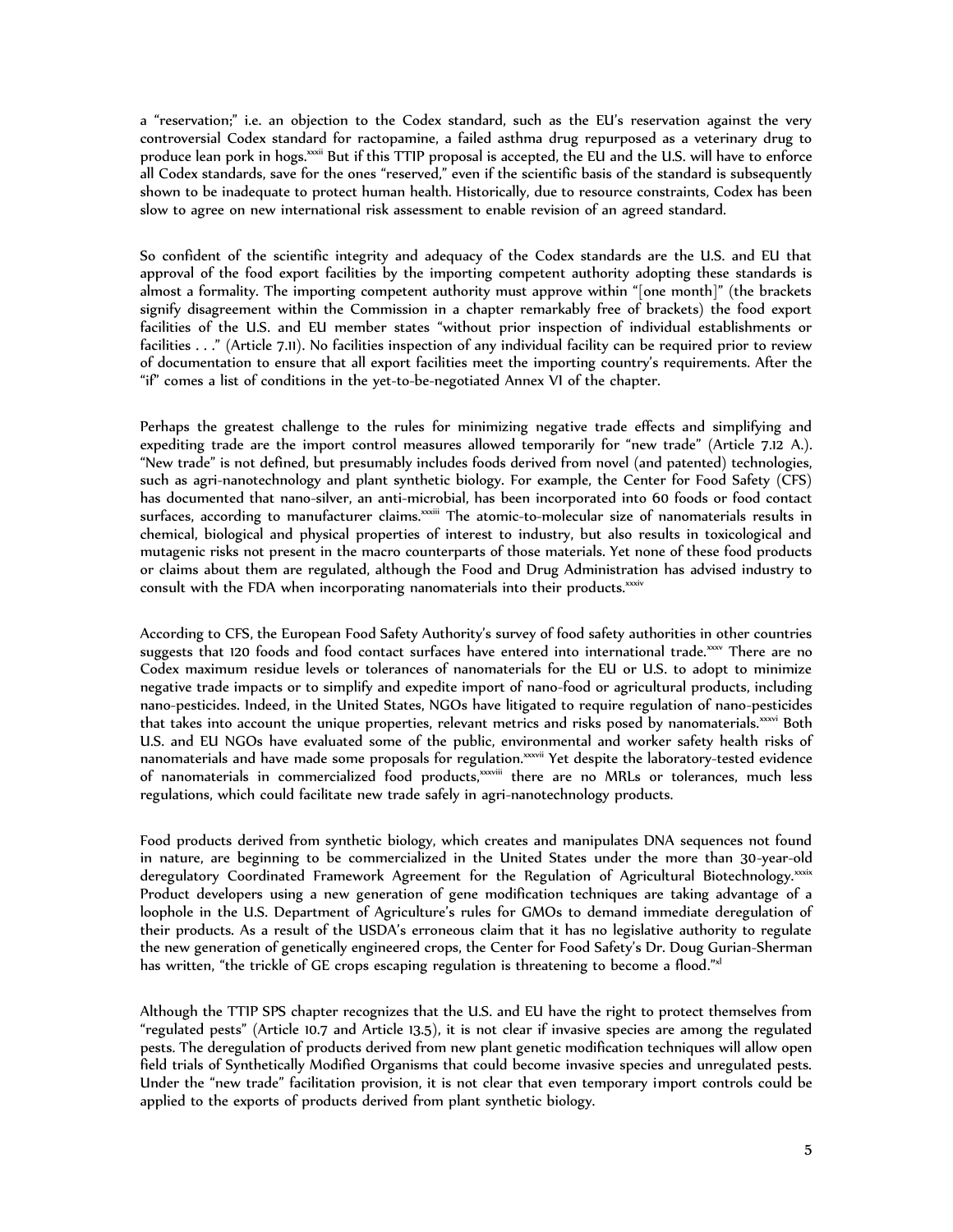a "reservation;" i.e. an objection to the Codex standard, such as the EU's reservation against the very controversial Codex standard for ractopamine, a failed asthma drug repurposed as a veterinary drug to produce lean pork in hogs.[xxxii] But if this TTIP proposal is accepted, the EU and the U.S. will have to enforce all Codex standards, save for the ones "reserved," even if the scientific basis of the standard is subsequently shown to be inadequate to protect human health. Historically, due to resource constraints, Codex has been slow to agree on new international risk assessment to enable revision of an agreed standard.

So confident of the scientific integrity and adequacy of the Codex standards are the U.S. and EU that approval of the food export facilities by the importing competent authority adopting these standards is almost a formality. The importing competent authority must approve within "[one month]" (the brackets signify disagreement within the Commission in a chapter remarkably free of brackets) the food export facilities of the U.S. and EU member states "without prior inspection of individual establishments or facilities . . ." (Article 7.11). No facilities inspection of any individual facility can be required prior to review of documentation to ensure that all export facilities meet the importing country's requirements. After the "if" comes a list of conditions in the yet-to-be-negotiated Annex VI of the chapter.

Perhaps the greatest challenge to the rules for minimizing negative trade effects and simplifying and expediting trade are the import control measures allowed temporarily for "new trade" (Article 7.12 A.). "New trade" is not defined, but presumably includes foods derived from novel (and patented) technologies, such as agri-nanotechnology and plant synthetic biology. For example, the Center for Food Safety (CFS) has documented that nano-silver, an anti-microbial, has been incorporated into 60 foods or food contact surfaces, according to manufacturer claims.[xxxiii] The atomic-to-molecular size of nanomaterials results in chemical, biological and physical properties of interest to industry, but also results in toxicological and mutagenic risks not present in the macro counterparts of those materials. Yet none of these food products or claims about them are regulated, although the Food and Drug Administration has advised industry to consult with the FDA when incorporating nanomaterials into their products.[xxxiv]

According to CFS, the European Food Safety Authority's survey of food safety authorities in other countries suggests that 120 foods and food contact surfaces have entered into international trade.[xxxv] There are no Codex maximum residue levels or tolerances of nanomaterials for the EU or U.S. to adopt to minimize negative trade impacts or to simplify and expedite import of nano-food or agricultural products, including nano-pesticides. Indeed, in the United States, NGOs have litigated to require regulation of nano-pesticides that takes into account the unique properties, relevant metrics and risks posed by nanomaterials.[xxxvi] Both U.S. and EU NGOs have evaluated some of the public, environmental and worker safety health risks of nanomaterials and have made some proposals for regulation.[xxxvii] Yet despite the laboratory-tested evidence of nanomaterials in commercialized food products,[xxxviii] there are no MRLs or tolerances, much less regulations, which could facilitate new trade safely in agri-nanotechnology products.

Food products derived from synthetic biology, which creates and manipulates DNA sequences not found in nature, are beginning to be commercialized in the United States under the more than 30-year-old deregulatory Coordinated Framework Agreement for the Regulation of Agricultural Biotechnology.[xxxix] Product developers using a new generation of gene modification techniques are taking advantage of a loophole in the U.S. Department of Agriculture's rules for GMOs to demand immediate deregulation of their products. As a result of the USDA's erroneous claim that it has no legislative authority to regulate the new generation of genetically engineered crops, the Center for Food Safety's Dr. Doug Gurian-Sherman has written, "the trickle of GE crops escaping regulation is threatening to become a flood."[xl]

Although the TTIP SPS chapter recognizes that the U.S. and EU have the right to protect themselves from "regulated pests" (Article 10.7 and Article 13.5), it is not clear if invasive species are among the regulated pests. The deregulation of products derived from new plant genetic modification techniques will allow open field trials of Synthetically Modified Organisms that could become invasive species and unregulated pests. Under the "new trade" facilitation provision, it is not clear that even temporary import controls could be applied to the exports of products derived from plant synthetic biology.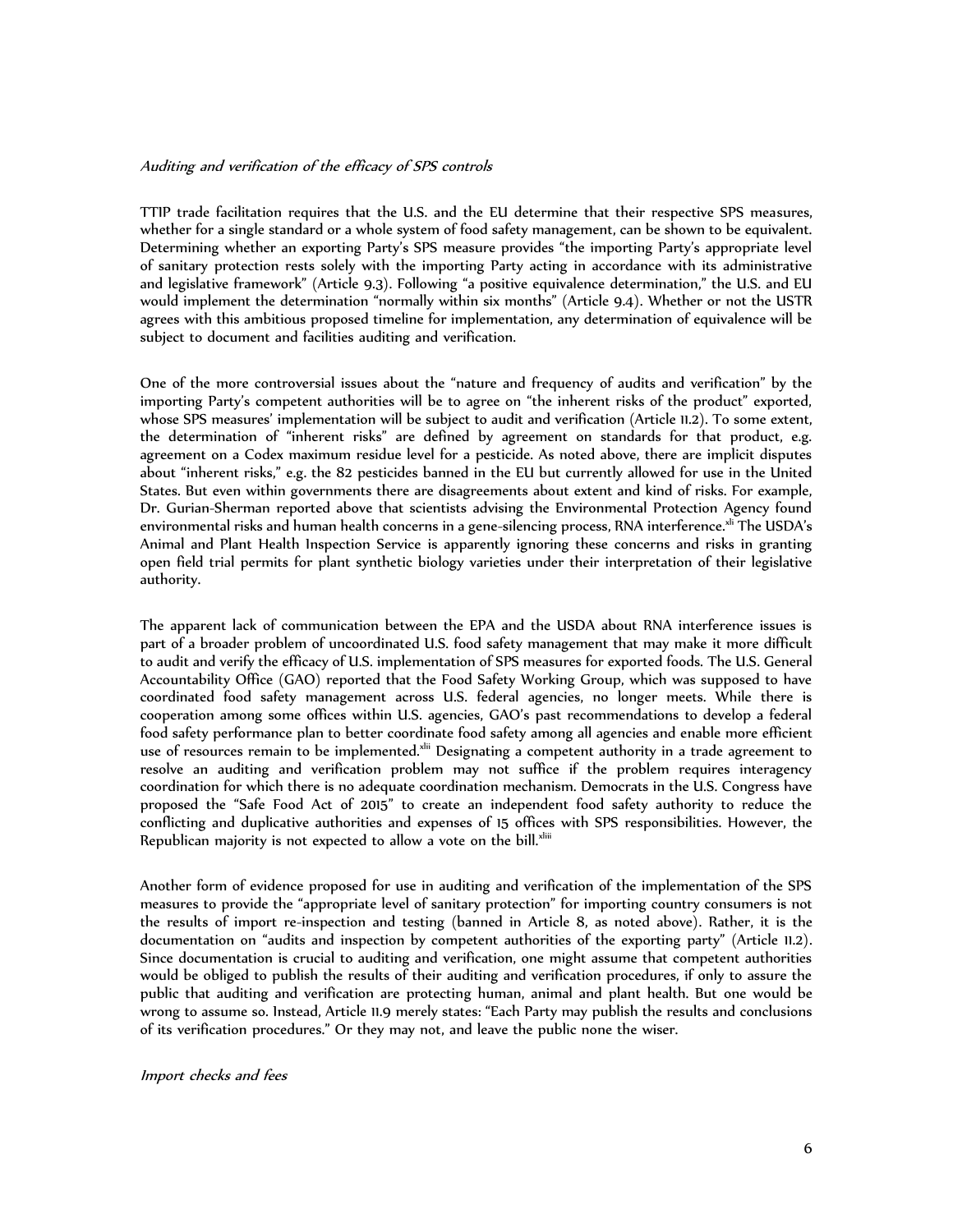*Auditing and verification of the efficacy of SPS controls*

TTIP trade facilitation requires that the U.S. and the EU determine that their respective SPS measures, whether for a single standard or a whole system of food safety management, can be shown to be equivalent. Determining whether an exporting Party's SPS measure provides "the importing Party's appropriate level of sanitary protection rests solely with the importing Party acting in accordance with its administrative and legislative framework" (Article 9.3). Following "a positive equivalence determination," the U.S. and EU would implement the determination "normally within six months" (Article 9.4). Whether or not the USTR agrees with this ambitious proposed timeline for implementation, any determination of equivalence will be subject to document and facilities auditing and verification.

One of the more controversial issues about the "nature and frequency of audits and verification" by the importing Party's competent authorities will be to agree on "the inherent risks of the product" exported, whose SPS measures' implementation will be subject to audit and verification (Article 11.2). To some extent, the determination of "inherent risks" are defined by agreement on standards for that product, e.g. agreement on a Codex maximum residue level for a pesticide. As noted above, there are implicit disputes about "inherent risks," e.g. the 82 pesticides banned in the EU but currently allowed for use in the United States. But even within governments there are disagreements about extent and kind of risks. For example, Dr. Gurian-Sherman reported above that scientists advising the Environmental Protection Agency found environmental risks and human health concerns in a gene-silencing process, RNA interference.[xli] The USDA's Animal and Plant Health Inspection Service is apparently ignoring these concerns and risks in granting open field trial permits for plant synthetic biology varieties under their interpretation of their legislative authority.

The apparent lack of communication between the EPA and the USDA about RNA interference issues is part of a broader problem of uncoordinated U.S. food safety management that may make it more difficult to audit and verify the efficacy of U.S. implementation of SPS measures for exported foods. The U.S. General Accountability Office (GAO) reported that the Food Safety Working Group, which was supposed to have coordinated food safety management across U.S. federal agencies, no longer meets. While there is cooperation among some offices within U.S. agencies, GAO's past recommendations to develop a federal food safety performance plan to better coordinate food safety among all agencies and enable more efficient use of resources remain to be implemented.[xlii] Designating a competent authority in a trade agreement to resolve an auditing and verification problem may not suffice if the problem requires interagency coordination for which there is no adequate coordination mechanism. Democrats in the U.S. Congress have proposed the "Safe Food Act of 2015" to create an independent food safety authority to reduce the conflicting and duplicative authorities and expenses of 15 offices with SPS responsibilities. However, the Republican majority is not expected to allow a vote on the bill.[xliii]

Another form of evidence proposed for use in auditing and verification of the implementation of the SPS measures to provide the "appropriate level of sanitary protection" for importing country consumers is not the results of import re-inspection and testing (banned in Article 8, as noted above). Rather, it is the documentation on "audits and inspection by competent authorities of the exporting party" (Article 11.2). Since documentation is crucial to auditing and verification, one might assume that competent authorities would be obliged to publish the results of their auditing and verification procedures, if only to assure the public that auditing and verification are protecting human, animal and plant health. But one would be wrong to assume so. Instead, Article 11.9 merely states: "Each Party may publish the results and conclusions of its verification procedures." Or they may not, and leave the public none the wiser.

*Import checks and fees*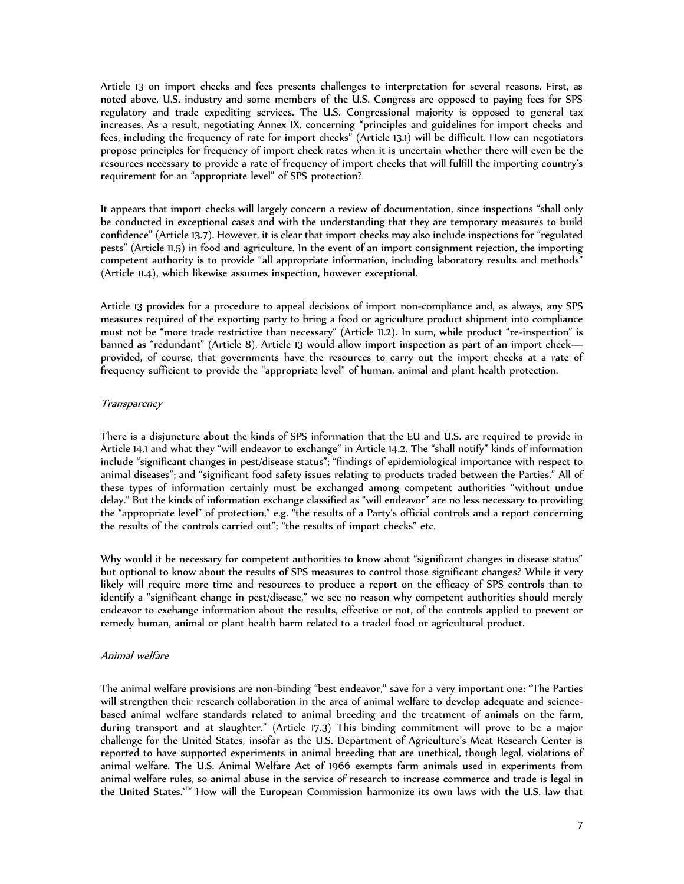Article 13 on import checks and fees presents challenges to interpretation for several reasons. First, as noted above, U.S. industry and some members of the U.S. Congress are opposed to paying fees for SPS regulatory and trade expediting services. The U.S. Congressional majority is opposed to general tax increases. As a result, negotiating Annex IX, concerning "principles and guidelines for import checks and fees, including the frequency of rate for import checks" (Article 13.1) will be difficult. How can negotiators propose principles for frequency of import check rates when it is uncertain whether there will even be the resources necessary to provide a rate of frequency of import checks that will fulfill the importing country's requirement for an "appropriate level" of SPS protection?

It appears that import checks will largely concern a review of documentation, since inspections "shall only be conducted in exceptional cases and with the understanding that they are temporary measures to build confidence" (Article 13.7). However, it is clear that import checks may also include inspections for "regulated pests" (Article 11.5) in food and agriculture. In the event of an import consignment rejection, the importing competent authority is to provide "all appropriate information, including laboratory results and methods" (Article 11.4), which likewise assumes inspection, however exceptional.

Article 13 provides for a procedure to appeal decisions of import non-compliance and, as always, any SPS measures required of the exporting party to bring a food or agriculture product shipment into compliance must not be "more trade restrictive than necessary" (Article 11.2). In sum, while product "re-inspection" is banned as "redundant" (Article 8), Article 13 would allow import inspection as part of an import check—provided, of course, that governments have the resources to carry out the import checks at a rate of frequency sufficient to provide the "appropriate level" of human, animal and plant health protection.

*Transparency*

There is a disjuncture about the kinds of SPS information that the EU and U.S. are required to provide in Article 14.1 and what they "will endeavor to exchange" in Article 14.2. The "shall notify" kinds of information include "significant changes in pest/disease status"; "findings of epidemiological importance with respect to animal diseases"; and "significant food safety issues relating to products traded between the Parties." All of these types of information certainly must be exchanged among competent authorities "without undue delay." But the kinds of information exchange classified as "will endeavor" are no less necessary to providing the "appropriate level" of protection," e.g. "the results of a Party's official controls and a report concerning the results of the controls carried out"; "the results of import checks" etc.

Why would it be necessary for competent authorities to know about "significant changes in disease status" but optional to know about the results of SPS measures to control those significant changes? While it very likely will require more time and resources to produce a report on the efficacy of SPS controls than to identify a "significant change in pest/disease," we see no reason why competent authorities should merely endeavor to exchange information about the results, effective or not, of the controls applied to prevent or remedy human, animal or plant health harm related to a traded food or agricultural product.

*Animal welfare*

The animal welfare provisions are non-binding "best endeavor," save for a very important one: "The Parties will strengthen their research collaboration in the area of animal welfare to develop adequate and science-based animal welfare standards related to animal breeding and the treatment of animals on the farm, during transport and at slaughter." (Article 17.3) This binding commitment will prove to be a major challenge for the United States, insofar as the U.S. Department of Agriculture's Meat Research Center is reported to have supported experiments in animal breeding that are unethical, though legal, violations of animal welfare. The U.S. Animal Welfare Act of 1966 exempts farm animals used in experiments from animal welfare rules, so animal abuse in the service of research to increase commerce and trade is legal in the United States.[xliv] How will the European Commission harmonize its own laws with the U.S. law that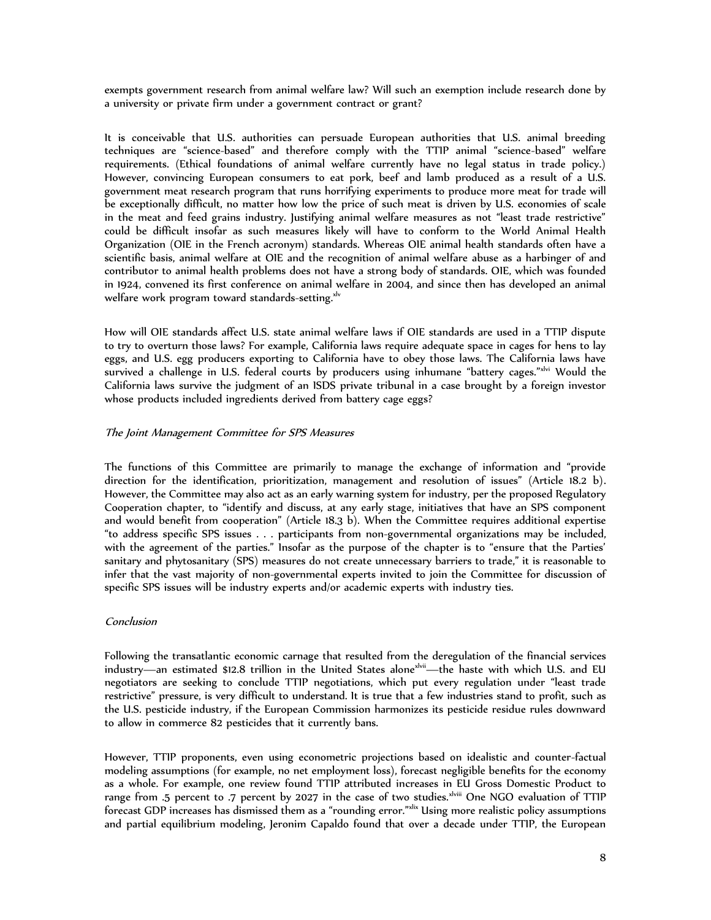exempts government research from animal welfare law? Will such an exemption include research done by a university or private firm under a government contract or grant?

It is conceivable that U.S. authorities can persuade European authorities that U.S. animal breeding techniques are "science-based" and therefore comply with the TTIP animal "science-based" welfare requirements. (Ethical foundations of animal welfare currently have no legal status in trade policy.) However, convincing European consumers to eat pork, beef and lamb produced as a result of a U.S. government meat research program that runs horrifying experiments to produce more meat for trade will be exceptionally difficult, no matter how low the price of such meat is driven by U.S. economies of scale in the meat and feed grains industry. Justifying animal welfare measures as not "least trade restrictive" could be difficult insofar as such measures likely will have to conform to the World Animal Health Organization (OIE in the French acronym) standards. Whereas OIE animal health standards often have a scientific basis, animal welfare at OIE and the recognition of animal welfare abuse as a harbinger of and contributor to animal health problems does not have a strong body of standards. OIE, which was founded in 1924, convened its first conference on animal welfare in 2004, and since then has developed an animal welfare work program toward standards-setting.[xlv]

How will OIE standards affect U.S. state animal welfare laws if OIE standards are used in a TTIP dispute to try to overturn those laws? For example, California laws require adequate space in cages for hens to lay eggs, and U.S. egg producers exporting to California have to obey those laws. The California laws have survived a challenge in U.S. federal courts by producers using inhumane "battery cages."[xlvi] Would the California laws survive the judgment of an ISDS private tribunal in a case brought by a foreign investor whose products included ingredients derived from battery cage eggs?

### *The Joint Management Committee for SPS Measures*

The functions of this Committee are primarily to manage the exchange of information and "provide direction for the identification, prioritization, management and resolution of issues" (Article 18.2 b). However, the Committee may also act as an early warning system for industry, per the proposed Regulatory Cooperation chapter, to "identify and discuss, at any early stage, initiatives that have an SPS component and would benefit from cooperation" (Article 18.3 b). When the Committee requires additional expertise "to address specific SPS issues . . . participants from non-governmental organizations may be included, with the agreement of the parties." Insofar as the purpose of the chapter is to "ensure that the Parties' sanitary and phytosanitary (SPS) measures do not create unnecessary barriers to trade," it is reasonable to infer that the vast majority of non-governmental experts invited to join the Committee for discussion of specific SPS issues will be industry experts and/or academic experts with industry ties.

### *Conclusion*

Following the transatlantic economic carnage that resulted from the deregulation of the financial services industry—an estimated $12.8 trillion in the United States alone[xlvii]—the haste with which U.S. and EU negotiators are seeking to conclude TTIP negotiations, which put every regulation under "least trade restrictive" pressure, is very difficult to understand. It is true that a few industries stand to profit, such as the U.S. pesticide industry, if the European Commission harmonizes its pesticide residue rules downward to allow in commerce 82 pesticides that it currently bans.

However, TTIP proponents, even using econometric projections based on idealistic and counter-factual modeling assumptions (for example, no net employment loss), forecast negligible benefits for the economy as a whole. For example, one review found TTIP attributed increases in EU Gross Domestic Product to range from .5 percent to .7 percent by 2027 in the case of two studies.[xlviii] One NGO evaluation of TTIP forecast GDP increases has dismissed them as a "rounding error."[xlix] Using more realistic policy assumptions and partial equilibrium modeling, Jeronim Capaldo found that over a decade under TTIP, the European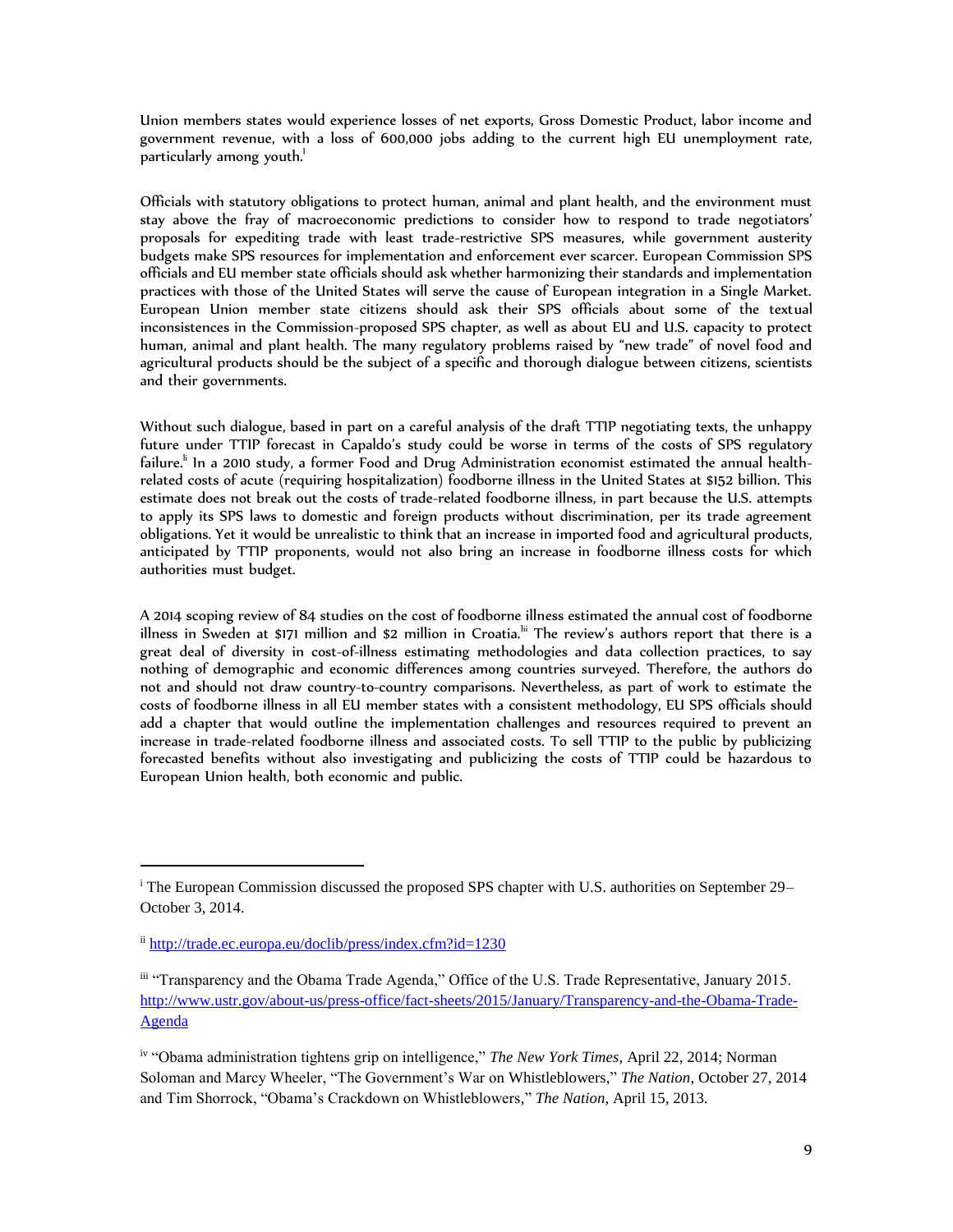Union members states would experience losses of net exports, Gross Domestic Product, labor income and government revenue, with a loss of 600,000 jobs adding to the current high EU unemployment rate, particularly among youth.[l]

Officials with statutory obligations to protect human, animal and plant health, and the environment must stay above the fray of macroeconomic predictions to consider how to respond to trade negotiators' proposals for expediting trade with least trade-restrictive SPS measures, while government austerity budgets make SPS resources for implementation and enforcement ever scarcer. European Commission SPS officials and EU member state officials should ask whether harmonizing their standards and implementation practices with those of the United States will serve the cause of European integration in a Single Market. European Union member state citizens should ask their SPS officials about some of the textual inconsistences in the Commission-proposed SPS chapter, as well as about EU and U.S. capacity to protect human, animal and plant health. The many regulatory problems raised by "new trade" of novel food and agricultural products should be the subject of a specific and thorough dialogue between citizens, scientists and their governments.

Without such dialogue, based in part on a careful analysis of the draft TTIP negotiating texts, the unhappy future under TTIP forecast in Capaldo's study could be worse in terms of the costs of SPS regulatory failure.[li] In a 2010 study, a former Food and Drug Administration economist estimated the annual health-related costs of acute (requiring hospitalization) foodborne illness in the United States at $152 billion. This estimate does not break out the costs of trade-related foodborne illness, in part because the U.S. attempts to apply its SPS laws to domestic and foreign products without discrimination, per its trade agreement obligations. Yet it would be unrealistic to think that an increase in imported food and agricultural products, anticipated by TTIP proponents, would not also bring an increase in foodborne illness costs for which authorities must budget.

A 2014 scoping review of 84 studies on the cost of foodborne illness estimated the annual cost of foodborne illness in Sweden at $171 million and $2 million in Croatia.[lii] The review's authors report that there is a great deal of diversity in cost-of-illness estimating methodologies and data collection practices, to say nothing of demographic and economic differences among countries surveyed. Therefore, the authors do not and should not draw country-to-country comparisons. Nevertheless, as part of work to estimate the costs of foodborne illness in all EU member states with a consistent methodology, EU SPS officials should add a chapter that would outline the implementation challenges and resources required to prevent an increase in trade-related foodborne illness and associated costs. To sell TTIP to the public by publicizing forecasted benefits without also investigating and publicizing the costs of TTIP could be hazardous to European Union health, both economic and public.

---

[i] The European Commission discussed the proposed SPS chapter with U.S. authorities on September 29–October 3, 2014.

[ii] http://trade.ec.europa.eu/doclib/press/index.cfm?id=1230

[iii] "Transparency and the Obama Trade Agenda," Office of the U.S. Trade Representative, January 2015. http://www.ustr.gov/about-us/press-office/fact-sheets/2015/January/Transparency-and-the-Obama-Trade-Agenda

[iv] "Obama administration tightens grip on intelligence," *The New York Times*, April 22, 2014; Norman Soloman and Marcy Wheeler, "The Government's War on Whistleblowers," *The Nation*, October 27, 2014 and Tim Shorrock, "Obama's Crackdown on Whistleblowers," *The Nation*, April 15, 2013.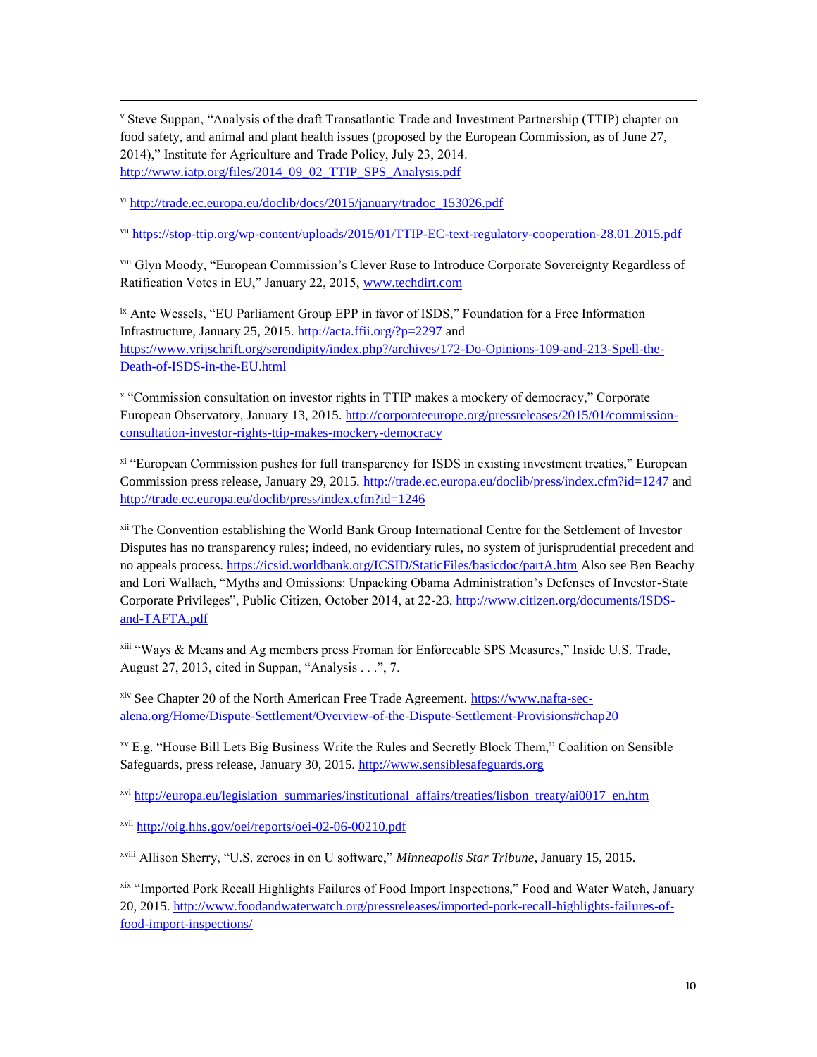[v] Steve Suppan, "Analysis of the draft Transatlantic Trade and Investment Partnership (TTIP) chapter on food safety, and animal and plant health issues (proposed by the European Commission, as of June 27, 2014)," Institute for Agriculture and Trade Policy, July 23, 2014. http://www.iatp.org/files/2014_09_02_TTIP_SPS_Analysis.pdf

[vi] http://trade.ec.europa.eu/doclib/docs/2015/january/tradoc_153026.pdf

[vii] https://stop-ttip.org/wp-content/uploads/2015/01/TTIP-EC-text-regulatory-cooperation-28.01.2015.pdf

[viii] Glyn Moody, "European Commission's Clever Ruse to Introduce Corporate Sovereignty Regardless of Ratification Votes in EU," January 22, 2015, www.techdirt.com

[ix] Ante Wessels, "EU Parliament Group EPP in favor of ISDS," Foundation for a Free Information Infrastructure, January 25, 2015. http://acta.ffii.org/?p=2297 and https://www.vrijschrift.org/serendipity/index.php?/archives/172-Do-Opinions-109-and-213-Spell-the-Death-of-ISDS-in-the-EU.html

[x] "Commission consultation on investor rights in TTIP makes a mockery of democracy," Corporate European Observatory, January 13, 2015. http://corporateeurope.org/pressreleases/2015/01/commission-consultation-investor-rights-ttip-makes-mockery-democracy

[xi] "European Commission pushes for full transparency for ISDS in existing investment treaties," European Commission press release, January 29, 2015. http://trade.ec.europa.eu/doclib/press/index.cfm?id=1247 and http://trade.ec.europa.eu/doclib/press/index.cfm?id=1246

[xii] The Convention establishing the World Bank Group International Centre for the Settlement of Investor Disputes has no transparency rules; indeed, no evidentiary rules, no system of jurisprudential precedent and no appeals process. https://icsid.worldbank.org/ICSID/StaticFiles/basicdoc/partA.htm Also see Ben Beachy and Lori Wallach, "Myths and Omissions: Unpacking Obama Administration's Defenses of Investor-State Corporate Privileges", Public Citizen, October 2014, at 22-23. http://www.citizen.org/documents/ISDS-and-TAFTA.pdf

[xiii] "Ways & Means and Ag members press Froman for Enforceable SPS Measures," Inside U.S. Trade, August 27, 2013, cited in Suppan, "Analysis . . .", 7.

[xiv] See Chapter 20 of the North American Free Trade Agreement. https://www.nafta-sec-alena.org/Home/Dispute-Settlement/Overview-of-the-Dispute-Settlement-Provisions#chap20

[xv] E.g. "House Bill Lets Big Business Write the Rules and Secretly Block Them," Coalition on Sensible Safeguards, press release, January 30, 2015. http://www.sensiblesafeguards.org

[xvi] http://europa.eu/legislation_summaries/institutional_affairs/treaties/lisbon_treaty/ai0017_en.htm

[xvii] http://oig.hhs.gov/oei/reports/oei-02-06-00210.pdf

[xviii] Allison Sherry, "U.S. zeroes in on U software," *Minneapolis Star Tribune*, January 15, 2015.

[xix] "Imported Pork Recall Highlights Failures of Food Import Inspections," Food and Water Watch, January 20, 2015. http://www.foodandwaterwatch.org/pressreleases/imported-pork-recall-highlights-failures-of-food-import-inspections/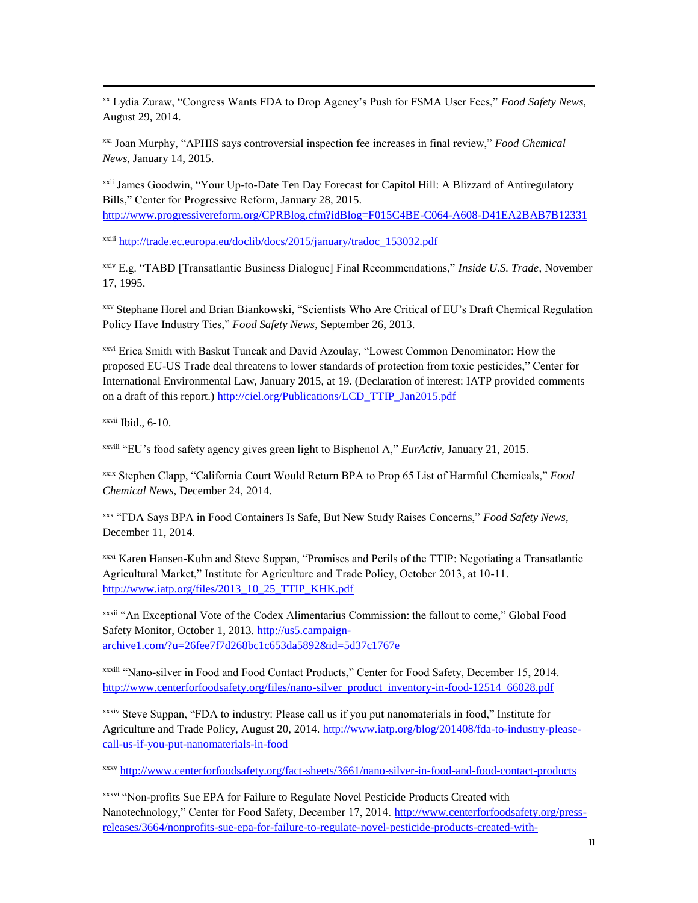[xx] Lydia Zuraw, "Congress Wants FDA to Drop Agency's Push for FSMA User Fees," *Food Safety News*, August 29, 2014.

[xxi] Joan Murphy, "APHIS says controversial inspection fee increases in final review," *Food Chemical News*, January 14, 2015.

[xxii] James Goodwin, "Your Up-to-Date Ten Day Forecast for Capitol Hill: A Blizzard of Antiregulatory Bills," Center for Progressive Reform, January 28, 2015. http://www.progressivereform.org/CPRBlog.cfm?idBlog=F015C4BE-C064-A608-D41EA2BAB7B12331

[xxiii] http://trade.ec.europa.eu/doclib/docs/2015/january/tradoc_153032.pdf

[xxiv] E.g. "TABD [Transatlantic Business Dialogue] Final Recommendations," *Inside U.S. Trade*, November 17, 1995.

[xxv] Stephane Horel and Brian Biankowski, "Scientists Who Are Critical of EU's Draft Chemical Regulation Policy Have Industry Ties," *Food Safety News*, September 26, 2013.

[xxvi] Erica Smith with Baskut Tuncak and David Azoulay, "Lowest Common Denominator: How the proposed EU-US Trade deal threatens to lower standards of protection from toxic pesticides," Center for International Environmental Law, January 2015, at 19. (Declaration of interest: IATP provided comments on a draft of this report.) http://ciel.org/Publications/LCD_TTIP_Jan2015.pdf

[xxvii] Ibid., 6-10.

[xxviii] "EU's food safety agency gives green light to Bisphenol A," *EurActiv*, January 21, 2015.

[xxix] Stephen Clapp, "California Court Would Return BPA to Prop 65 List of Harmful Chemicals," *Food Chemical News*, December 24, 2014.

[xxx] "FDA Says BPA in Food Containers Is Safe, But New Study Raises Concerns," *Food Safety News*, December 11, 2014.

[xxxi] Karen Hansen-Kuhn and Steve Suppan, "Promises and Perils of the TTIP: Negotiating a Transatlantic Agricultural Market," Institute for Agriculture and Trade Policy, October 2013, at 10-11. http://www.iatp.org/files/2013_10_25_TTIP_KHK.pdf

[xxxii] "An Exceptional Vote of the Codex Alimentarius Commission: the fallout to come," Global Food Safety Monitor, October 1, 2013. http://us5.campaign-archive1.com/?u=26fee7f7d268bc1c653da5892&id=5d37c1767e

[xxxiii] "Nano-silver in Food and Food Contact Products," Center for Food Safety, December 15, 2014. http://www.centerforfoodsafety.org/files/nano-silver_product_inventory-in-food-12514_66028.pdf

[xxxiv] Steve Suppan, "FDA to industry: Please call us if you put nanomaterials in food," Institute for Agriculture and Trade Policy, August 20, 2014. http://www.iatp.org/blog/201408/fda-to-industry-please-call-us-if-you-put-nanomaterials-in-food

[xxxv] http://www.centerforfoodsafety.org/fact-sheets/3661/nano-silver-in-food-and-food-contact-products

[xxxvi] "Non-profits Sue EPA for Failure to Regulate Novel Pesticide Products Created with Nanotechnology," Center for Food Safety, December 17, 2014. http://www.centerforfoodsafety.org/press-releases/3664/nonprofits-sue-epa-for-failure-to-regulate-novel-pesticide-products-created-with-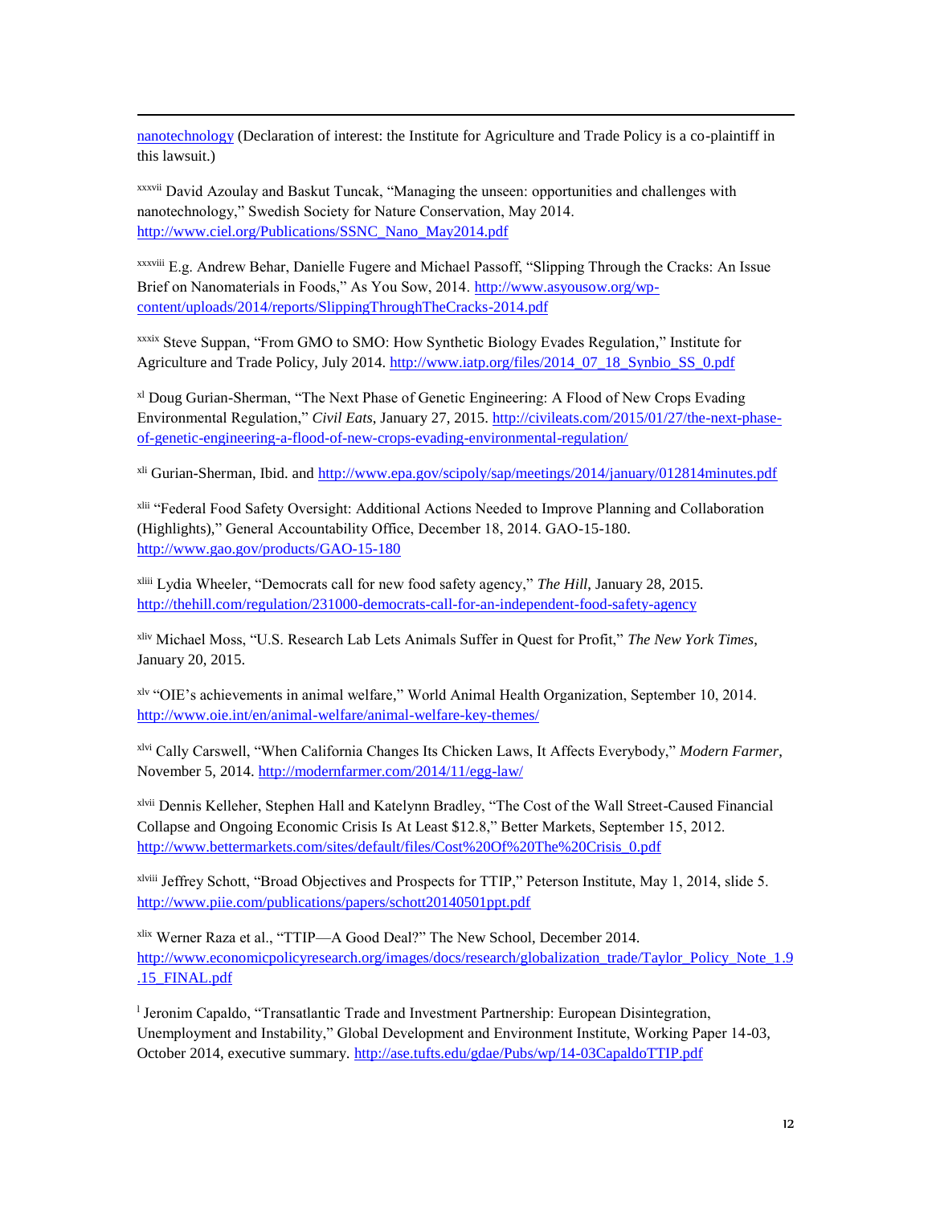nanotechnology (Declaration of interest: the Institute for Agriculture and Trade Policy is a co-plaintiff in this lawsuit.)

[xxxvii] David Azoulay and Baskut Tuncak, "Managing the unseen: opportunities and challenges with nanotechnology," Swedish Society for Nature Conservation, May 2014. http://www.ciel.org/Publications/SSNC_Nano_May2014.pdf

[xxxviii] E.g. Andrew Behar, Danielle Fugere and Michael Passoff, "Slipping Through the Cracks: An Issue Brief on Nanomaterials in Foods," As You Sow, 2014. http://www.asyousow.org/wp-content/uploads/2014/reports/SlippingThroughTheCracks-2014.pdf

[xxxix] Steve Suppan, "From GMO to SMO: How Synthetic Biology Evades Regulation," Institute for Agriculture and Trade Policy, July 2014. http://www.iatp.org/files/2014_07_18_Synbio_SS_0.pdf

[xl] Doug Gurian-Sherman, "The Next Phase of Genetic Engineering: A Flood of New Crops Evading Environmental Regulation," *Civil Eats*, January 27, 2015. http://civileats.com/2015/01/27/the-next-phase-of-genetic-engineering-a-flood-of-new-crops-evading-environmental-regulation/

[xli] Gurian-Sherman, Ibid. and http://www.epa.gov/scipoly/sap/meetings/2014/january/012814minutes.pdf

[xlii] "Federal Food Safety Oversight: Additional Actions Needed to Improve Planning and Collaboration (Highlights)," General Accountability Office, December 18, 2014. GAO-15-180. http://www.gao.gov/products/GAO-15-180

[xliii] Lydia Wheeler, "Democrats call for new food safety agency," *The Hill*, January 28, 2015. http://thehill.com/regulation/231000-democrats-call-for-an-independent-food-safety-agency

[xliv] Michael Moss, "U.S. Research Lab Lets Animals Suffer in Quest for Profit," *The New York Times*, January 20, 2015.

[xlv] "OIE's achievements in animal welfare," World Animal Health Organization, September 10, 2014. http://www.oie.int/en/animal-welfare/animal-welfare-key-themes/

[xlvi] Cally Carswell, "When California Changes Its Chicken Laws, It Affects Everybody," *Modern Farmer*, November 5, 2014. http://modernfarmer.com/2014/11/egg-law/

[xlvii] Dennis Kelleher, Stephen Hall and Katelynn Bradley, "The Cost of the Wall Street-Caused Financial Collapse and Ongoing Economic Crisis Is At Least $12.8," Better Markets, September 15, 2012. http://www.bettermarkets.com/sites/default/files/Cost%20Of%20The%20Crisis_0.pdf

[xlviii] Jeffrey Schott, "Broad Objectives and Prospects for TTIP," Peterson Institute, May 1, 2014, slide 5. http://www.piie.com/publications/papers/schott20140501ppt.pdf

[xlix] Werner Raza et al., "TTIP—A Good Deal?" The New School, December 2014. http://www.economicpolicyresearch.org/images/docs/research/globalization_trade/Taylor_Policy_Note_1.9.15_FINAL.pdf

[l] Jeronim Capaldo, "Transatlantic Trade and Investment Partnership: European Disintegration, Unemployment and Instability," Global Development and Environment Institute, Working Paper 14-03, October 2014, executive summary. http://ase.tufts.edu/gdae/Pubs/wp/14-03CapaldoTTIP.pdf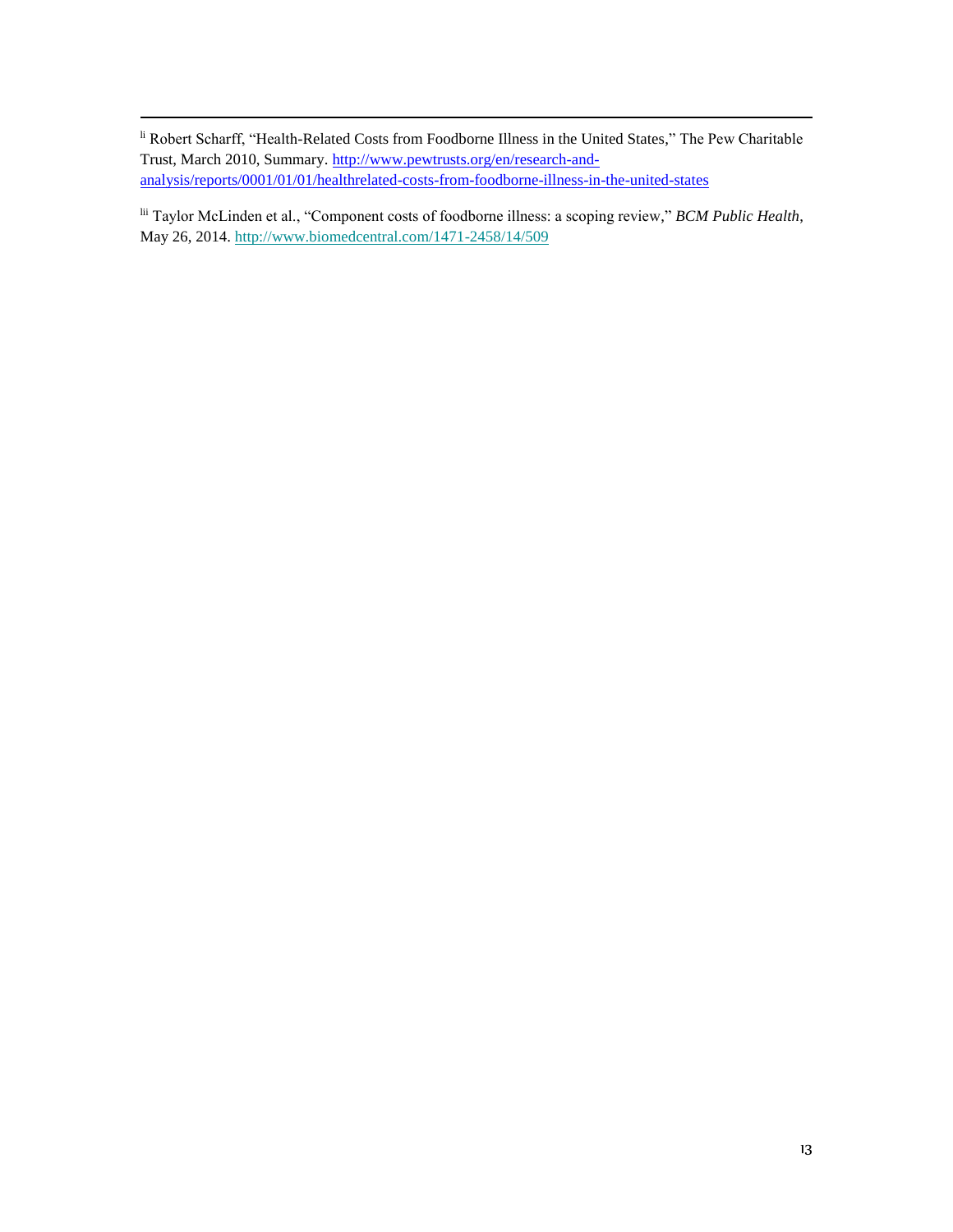[li] Robert Scharff, "Health-Related Costs from Foodborne Illness in the United States," The Pew Charitable Trust, March 2010, Summary. http://www.pewtrusts.org/en/research-and-analysis/reports/0001/01/01/healthrelated-costs-from-foodborne-illness-in-the-united-states

[lii] Taylor McLinden et al., "Component costs of foodborne illness: a scoping review," *BCM Public Health*, May 26, 2014. http://www.biomedcentral.com/1471-2458/14/509